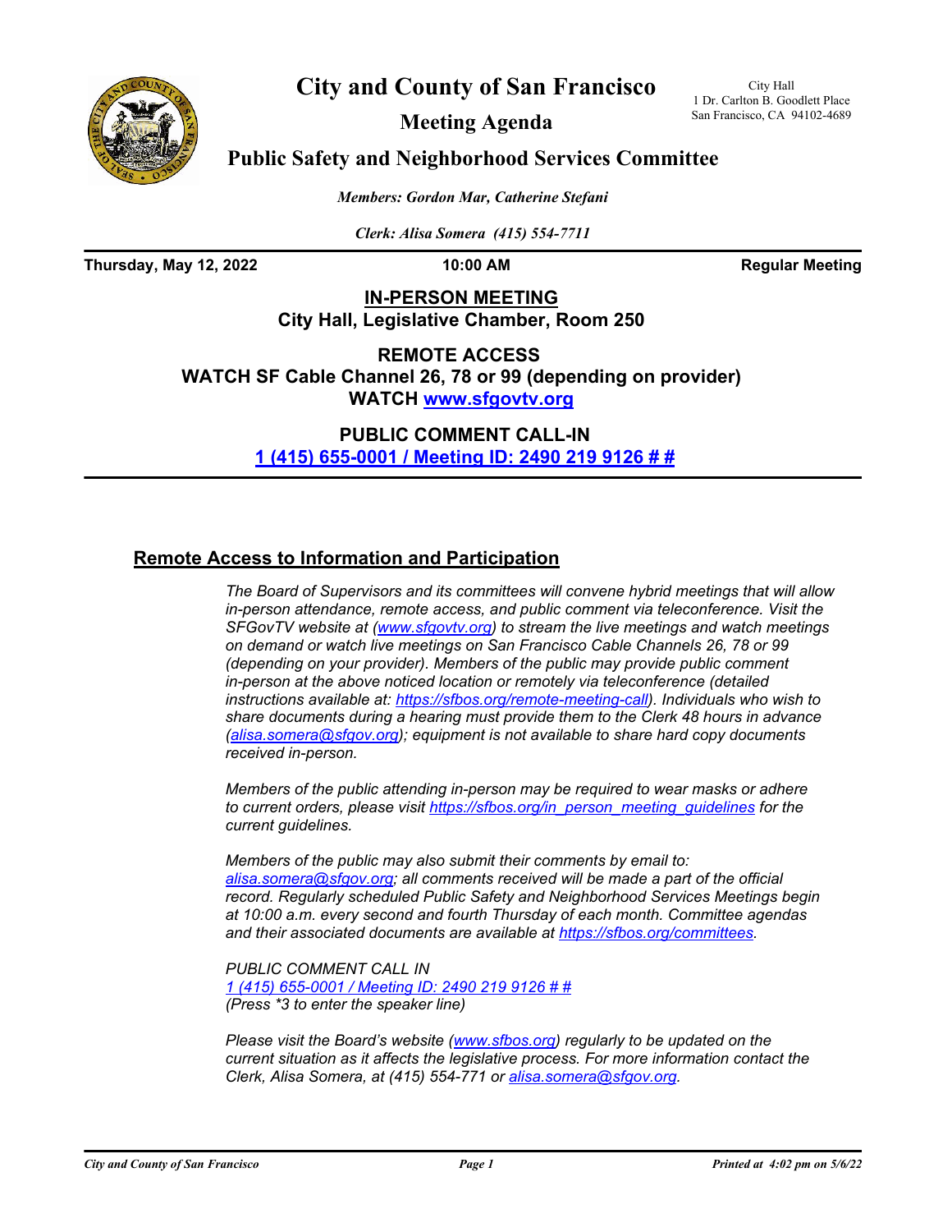# City and County of San Francisco

## Meeting Agenda

City Hall
1 Dr. Carlton B. Goodlett Place
San Francisco, CA 94102-4689

# Public Safety and Neighborhood Services Committee

*Members: Gordon Mar, Catherine Stefani*

*Clerk: Alisa Somera (415) 554-7711*

**Thursday, May 12, 2022** **10:00 AM** **Regular Meeting**

**IN-PERSON MEETING**
**City Hall, Legislative Chamber, Room 250**

**REMOTE ACCESS**
**WATCH SF Cable Channel 26, 78 or 99 (depending on provider)**
**WATCH www.sfgovtv.org**

**PUBLIC COMMENT CALL-IN**
**1 (415) 655-0001 / Meeting ID: 2490 219 9126 # #**

## Remote Access to Information and Participation

*The Board of Supervisors and its committees will convene hybrid meetings that will allow in-person attendance, remote access, and public comment via teleconference. Visit the SFGovTV website at (www.sfgovtv.org) to stream the live meetings and watch meetings on demand or watch live meetings on San Francisco Cable Channels 26, 78 or 99 (depending on your provider). Members of the public may provide public comment in-person at the above noticed location or remotely via teleconference (detailed instructions available at: https://sfbos.org/remote-meeting-call). Individuals who wish to share documents during a hearing must provide them to the Clerk 48 hours in advance (alisa.somera@sfgov.org); equipment is not available to share hard copy documents received in-person.*

*Members of the public attending in-person may be required to wear masks or adhere to current orders, please visit https://sfbos.org/in_person_meeting_guidelines for the current guidelines.*

*Members of the public may also submit their comments by email to: alisa.somera@sfgov.org; all comments received will be made a part of the official record. Regularly scheduled Public Safety and Neighborhood Services Meetings begin at 10:00 a.m. every second and fourth Thursday of each month. Committee agendas and their associated documents are available at https://sfbos.org/committees.*

*PUBLIC COMMENT CALL IN*
*1 (415) 655-0001 / Meeting ID: 2490 219 9126 # #*
*(Press \*3 to enter the speaker line)*

*Please visit the Board's website (www.sfbos.org) regularly to be updated on the current situation as it affects the legislative process. For more information contact the Clerk, Alisa Somera, at (415) 554-771 or alisa.somera@sfgov.org.*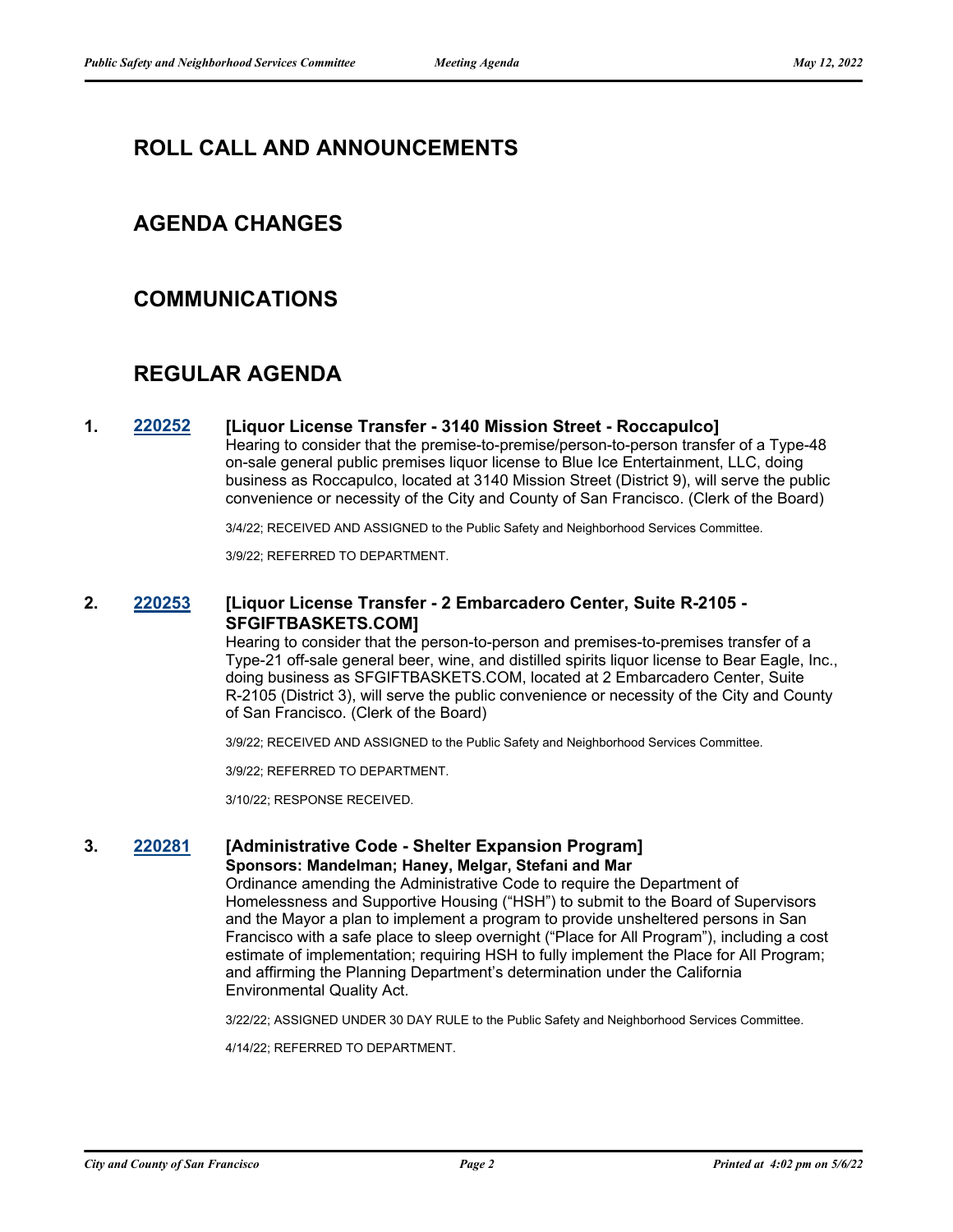## ROLL CALL AND ANNOUNCEMENTS

## AGENDA CHANGES

## COMMUNICATIONS

## REGULAR AGENDA

**1. 220252 [Liquor License Transfer - 3140 Mission Street - Roccapulco]**

Hearing to consider that the premise-to-premise/person-to-person transfer of a Type-48 on-sale general public premises liquor license to Blue Ice Entertainment, LLC, doing business as Roccapulco, located at 3140 Mission Street (District 9), will serve the public convenience or necessity of the City and County of San Francisco. (Clerk of the Board)

3/4/22; RECEIVED AND ASSIGNED to the Public Safety and Neighborhood Services Committee.

3/9/22; REFERRED TO DEPARTMENT.

**2. 220253 [Liquor License Transfer - 2 Embarcadero Center, Suite R-2105 - SFGIFTBASKETS.COM]**

Hearing to consider that the person-to-person and premises-to-premises transfer of a Type-21 off-sale general beer, wine, and distilled spirits liquor license to Bear Eagle, Inc., doing business as SFGIFTBASKETS.COM, located at 2 Embarcadero Center, Suite R-2105 (District 3), will serve the public convenience or necessity of the City and County of San Francisco. (Clerk of the Board)

3/9/22; RECEIVED AND ASSIGNED to the Public Safety and Neighborhood Services Committee.

3/9/22; REFERRED TO DEPARTMENT.

3/10/22; RESPONSE RECEIVED.

**3. 220281 [Administrative Code - Shelter Expansion Program]**

**Sponsors: Mandelman; Haney, Melgar, Stefani and Mar**

Ordinance amending the Administrative Code to require the Department of Homelessness and Supportive Housing ("HSH") to submit to the Board of Supervisors and the Mayor a plan to implement a program to provide unsheltered persons in San Francisco with a safe place to sleep overnight ("Place for All Program"), including a cost estimate of implementation; requiring HSH to fully implement the Place for All Program; and affirming the Planning Department's determination under the California Environmental Quality Act.

3/22/22; ASSIGNED UNDER 30 DAY RULE to the Public Safety and Neighborhood Services Committee.

4/14/22; REFERRED TO DEPARTMENT.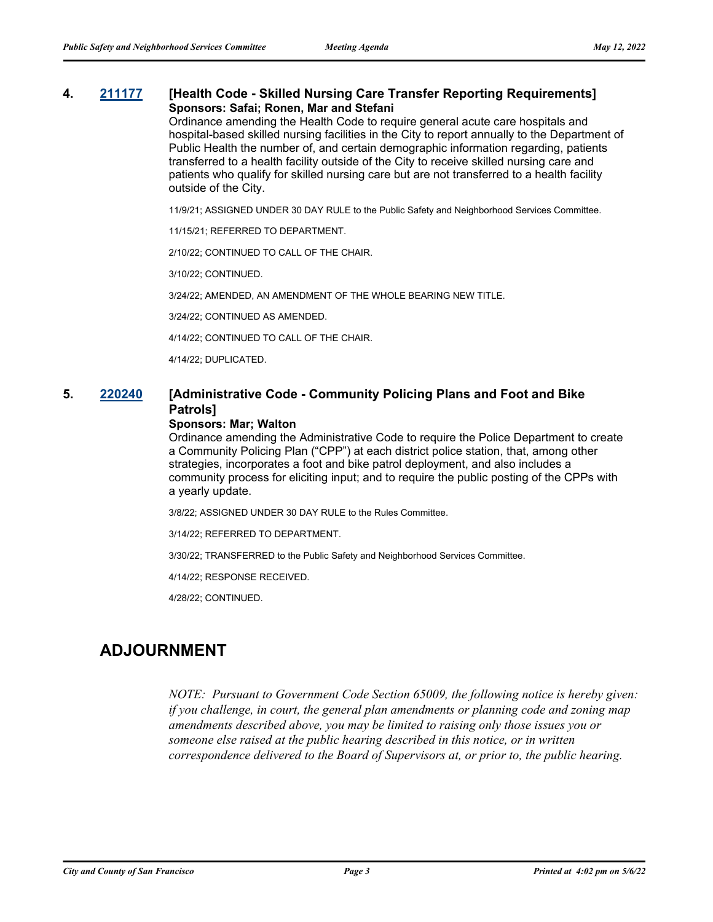**4. 211177 [Health Code - Skilled Nursing Care Transfer Reporting Requirements]**
**Sponsors: Safai; Ronen, Mar and Stefani**

Ordinance amending the Health Code to require general acute care hospitals and hospital-based skilled nursing facilities in the City to report annually to the Department of Public Health the number of, and certain demographic information regarding, patients transferred to a health facility outside of the City to receive skilled nursing care and patients who qualify for skilled nursing care but are not transferred to a health facility outside of the City.

11/9/21; ASSIGNED UNDER 30 DAY RULE to the Public Safety and Neighborhood Services Committee.

11/15/21; REFERRED TO DEPARTMENT.

2/10/22; CONTINUED TO CALL OF THE CHAIR.

3/10/22; CONTINUED.

3/24/22; AMENDED, AN AMENDMENT OF THE WHOLE BEARING NEW TITLE.

3/24/22; CONTINUED AS AMENDED.

4/14/22; CONTINUED TO CALL OF THE CHAIR.

4/14/22; DUPLICATED.

**5. 220240 [Administrative Code - Community Policing Plans and Foot and Bike Patrols]**
**Sponsors: Mar; Walton**

Ordinance amending the Administrative Code to require the Police Department to create a Community Policing Plan ("CPP") at each district police station, that, among other strategies, incorporates a foot and bike patrol deployment, and also includes a community process for eliciting input; and to require the public posting of the CPPs with a yearly update.

3/8/22; ASSIGNED UNDER 30 DAY RULE to the Rules Committee.

3/14/22; REFERRED TO DEPARTMENT.

3/30/22; TRANSFERRED to the Public Safety and Neighborhood Services Committee.

4/14/22; RESPONSE RECEIVED.

4/28/22; CONTINUED.

# ADJOURNMENT

*NOTE: Pursuant to Government Code Section 65009, the following notice is hereby given: if you challenge, in court, the general plan amendments or planning code and zoning map amendments described above, you may be limited to raising only those issues you or someone else raised at the public hearing described in this notice, or in written correspondence delivered to the Board of Supervisors at, or prior to, the public hearing.*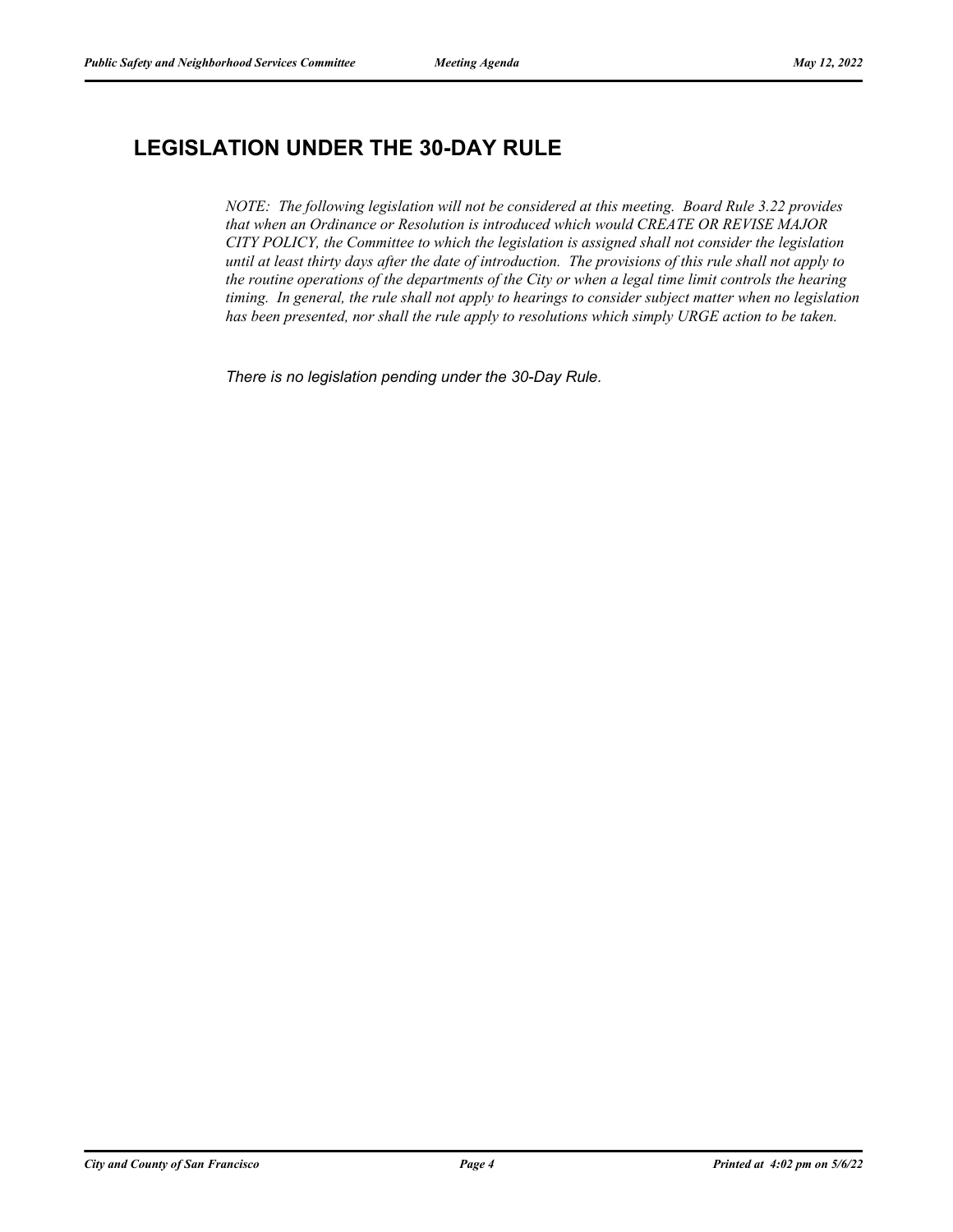## LEGISLATION UNDER THE 30-DAY RULE

*NOTE: The following legislation will not be considered at this meeting. Board Rule 3.22 provides that when an Ordinance or Resolution is introduced which would CREATE OR REVISE MAJOR CITY POLICY, the Committee to which the legislation is assigned shall not consider the legislation until at least thirty days after the date of introduction. The provisions of this rule shall not apply to the routine operations of the departments of the City or when a legal time limit controls the hearing timing. In general, the rule shall not apply to hearings to consider subject matter when no legislation has been presented, nor shall the rule apply to resolutions which simply URGE action to be taken.*

*There is no legislation pending under the 30-Day Rule.*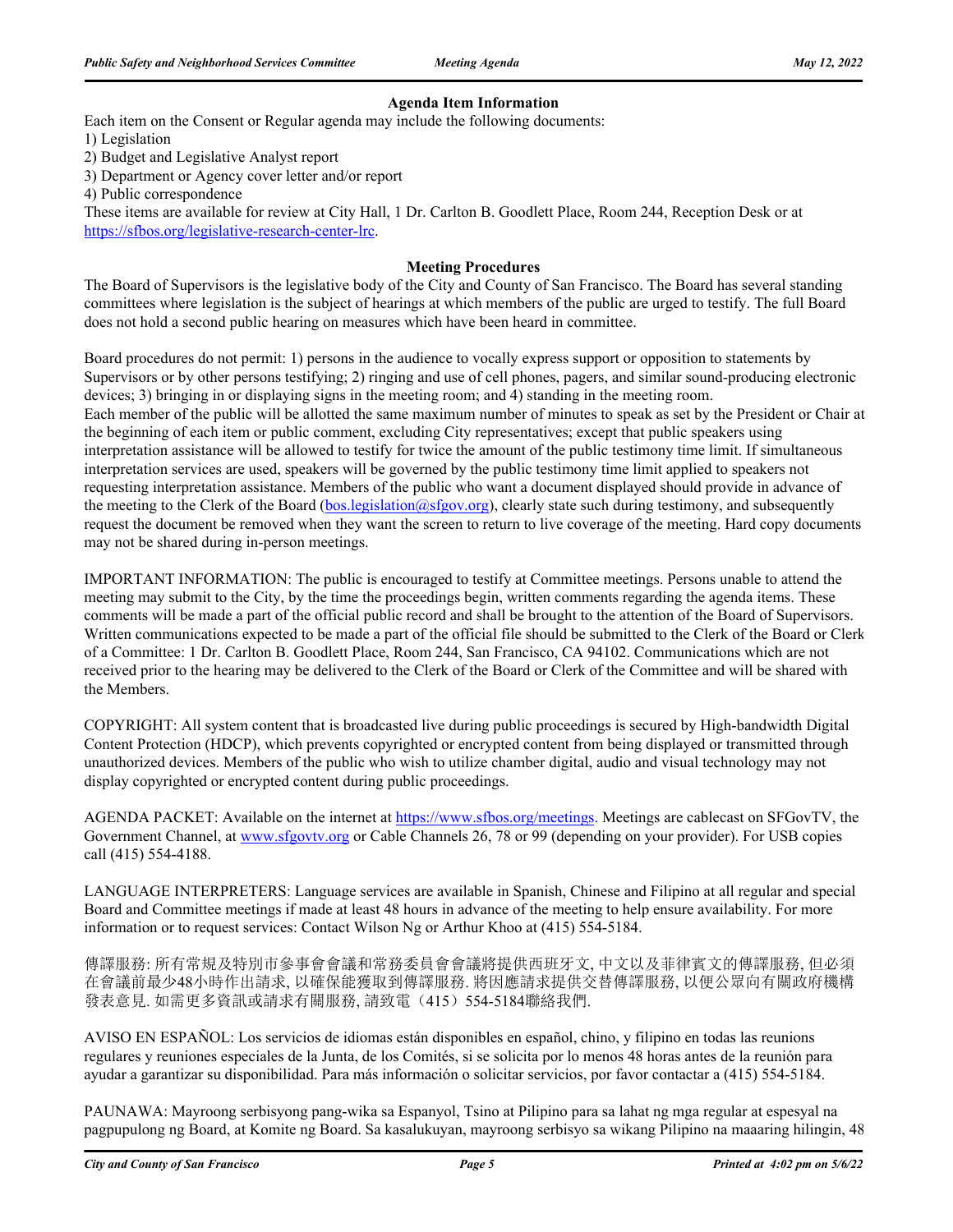## Agenda Item Information

Each item on the Consent or Regular agenda may include the following documents:

1) Legislation
2) Budget and Legislative Analyst report
3) Department or Agency cover letter and/or report
4) Public correspondence

These items are available for review at City Hall, 1 Dr. Carlton B. Goodlett Place, Room 244, Reception Desk or at https://sfbos.org/legislative-research-center-lrc.

## Meeting Procedures

The Board of Supervisors is the legislative body of the City and County of San Francisco. The Board has several standing committees where legislation is the subject of hearings at which members of the public are urged to testify. The full Board does not hold a second public hearing on measures which have been heard in committee.

Board procedures do not permit: 1) persons in the audience to vocally express support or opposition to statements by Supervisors or by other persons testifying; 2) ringing and use of cell phones, pagers, and similar sound-producing electronic devices; 3) bringing in or displaying signs in the meeting room; and 4) standing in the meeting room.
Each member of the public will be allotted the same maximum number of minutes to speak as set by the President or Chair at the beginning of each item or public comment, excluding City representatives; except that public speakers using interpretation assistance will be allowed to testify for twice the amount of the public testimony time limit. If simultaneous interpretation services are used, speakers will be governed by the public testimony time limit applied to speakers not requesting interpretation assistance. Members of the public who want a document displayed should provide in advance of the meeting to the Clerk of the Board (bos.legislation@sfgov.org), clearly state such during testimony, and subsequently request the document be removed when they want the screen to return to live coverage of the meeting. Hard copy documents may not be shared during in-person meetings.

IMPORTANT INFORMATION: The public is encouraged to testify at Committee meetings. Persons unable to attend the meeting may submit to the City, by the time the proceedings begin, written comments regarding the agenda items. These comments will be made a part of the official public record and shall be brought to the attention of the Board of Supervisors. Written communications expected to be made a part of the official file should be submitted to the Clerk of the Board or Clerk of a Committee: 1 Dr. Carlton B. Goodlett Place, Room 244, San Francisco, CA 94102. Communications which are not received prior to the hearing may be delivered to the Clerk of the Board or Clerk of the Committee and will be shared with the Members.

COPYRIGHT: All system content that is broadcasted live during public proceedings is secured by High-bandwidth Digital Content Protection (HDCP), which prevents copyrighted or encrypted content from being displayed or transmitted through unauthorized devices. Members of the public who wish to utilize chamber digital, audio and visual technology may not display copyrighted or encrypted content during public proceedings.

AGENDA PACKET: Available on the internet at https://www.sfbos.org/meetings. Meetings are cablecast on SFGovTV, the Government Channel, at www.sfgovtv.org or Cable Channels 26, 78 or 99 (depending on your provider). For USB copies call (415) 554-4188.

LANGUAGE INTERPRETERS: Language services are available in Spanish, Chinese and Filipino at all regular and special Board and Committee meetings if made at least 48 hours in advance of the meeting to help ensure availability. For more information or to request services: Contact Wilson Ng or Arthur Khoo at (415) 554-5184.

傳譯服務: 所有常規及特別市參事會會議和常務委員會會議將提供西班牙文, 中文以及菲律賓文的傳譯服務, 但必須在會議前最少48小時作出請求, 以確保能獲取到傳譯服務. 將因應請求提供交替傳譯服務, 以便公眾向有關政府機構發表意見. 如需更多資訊或請求有關服務, 請致電（415）554-5184聯絡我們.

AVISO EN ESPAÑOL: Los servicios de idiomas están disponibles en español, chino, y filipino en todas las reunions regulares y reuniones especiales de la Junta, de los Comités, si se solicita por lo menos 48 horas antes de la reunión para ayudar a garantizar su disponibilidad. Para más información o solicitar servicios, por favor contactar a (415) 554-5184.

PAUNAWA: Mayroong serbisyong pang-wika sa Espanyol, Tsino at Pilipino para sa lahat ng mga regular at espesyal na pagpupulong ng Board, at Komite ng Board. Sa kasalukuyan, mayroong serbisyo sa wikang Pilipino na maaaring hilingin, 48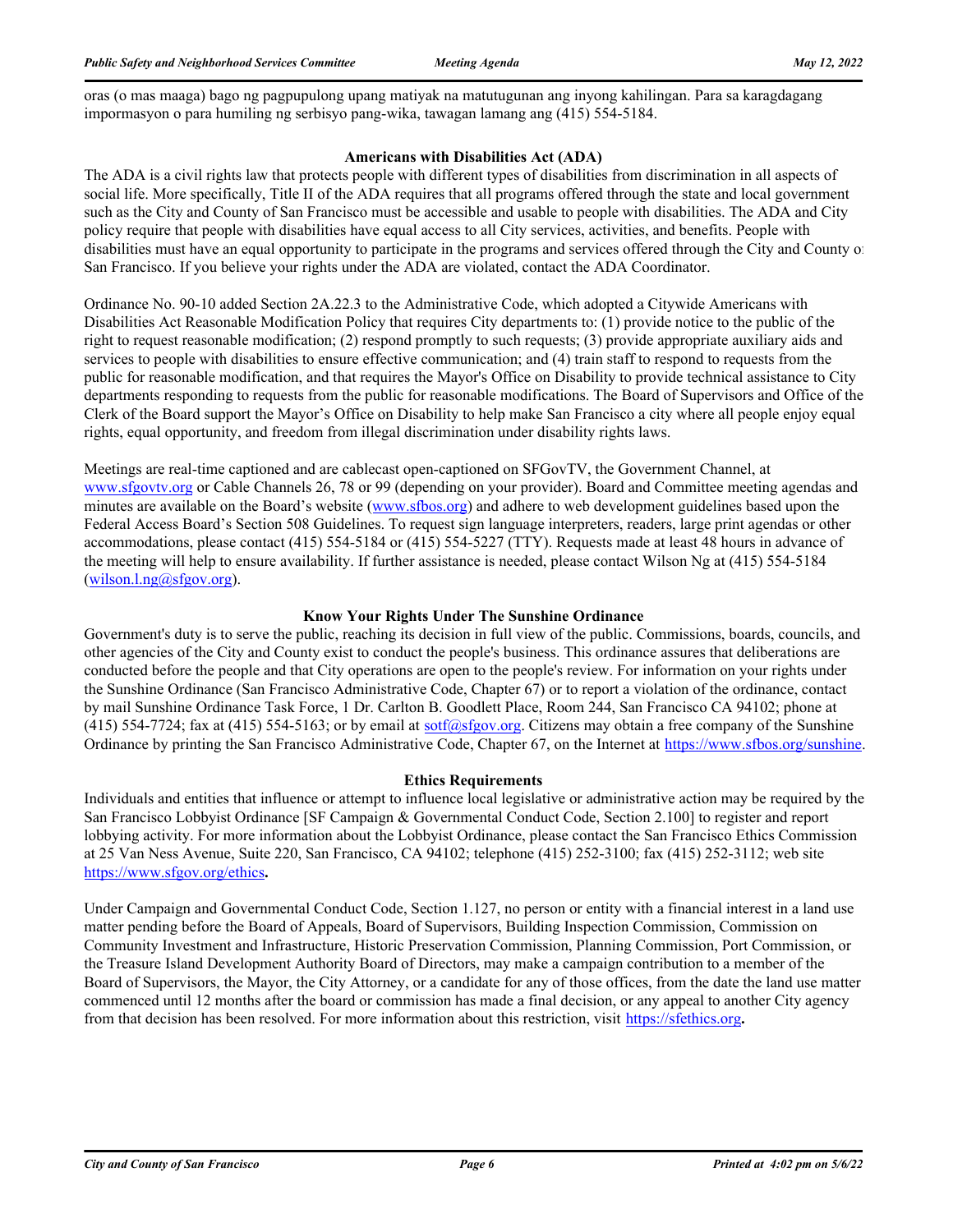oras (o mas maaga) bago ng pagpupulong upang matiyak na matutugunan ang inyong kahilingan. Para sa karagdagang impormasyon o para humiling ng serbisyo pang-wika, tawagan lamang ang (415) 554-5184.

### Americans with Disabilities Act (ADA)

The ADA is a civil rights law that protects people with different types of disabilities from discrimination in all aspects of social life. More specifically, Title II of the ADA requires that all programs offered through the state and local government such as the City and County of San Francisco must be accessible and usable to people with disabilities. The ADA and City policy require that people with disabilities have equal access to all City services, activities, and benefits. People with disabilities must have an equal opportunity to participate in the programs and services offered through the City and County of San Francisco. If you believe your rights under the ADA are violated, contact the ADA Coordinator.

Ordinance No. 90-10 added Section 2A.22.3 to the Administrative Code, which adopted a Citywide Americans with Disabilities Act Reasonable Modification Policy that requires City departments to: (1) provide notice to the public of the right to request reasonable modification; (2) respond promptly to such requests; (3) provide appropriate auxiliary aids and services to people with disabilities to ensure effective communication; and (4) train staff to respond to requests from the public for reasonable modification, and that requires the Mayor's Office on Disability to provide technical assistance to City departments responding to requests from the public for reasonable modifications. The Board of Supervisors and Office of the Clerk of the Board support the Mayor's Office on Disability to help make San Francisco a city where all people enjoy equal rights, equal opportunity, and freedom from illegal discrimination under disability rights laws.

Meetings are real-time captioned and are cablecast open-captioned on SFGovTV, the Government Channel, at www.sfgovtv.org or Cable Channels 26, 78 or 99 (depending on your provider). Board and Committee meeting agendas and minutes are available on the Board's website (www.sfbos.org) and adhere to web development guidelines based upon the Federal Access Board's Section 508 Guidelines. To request sign language interpreters, readers, large print agendas or other accommodations, please contact (415) 554-5184 or (415) 554-5227 (TTY). Requests made at least 48 hours in advance of the meeting will help to ensure availability. If further assistance is needed, please contact Wilson Ng at (415) 554-5184 (wilson.l.ng@sfgov.org).

### Know Your Rights Under The Sunshine Ordinance

Government's duty is to serve the public, reaching its decision in full view of the public. Commissions, boards, councils, and other agencies of the City and County exist to conduct the people's business. This ordinance assures that deliberations are conducted before the people and that City operations are open to the people's review. For information on your rights under the Sunshine Ordinance (San Francisco Administrative Code, Chapter 67) or to report a violation of the ordinance, contact by mail Sunshine Ordinance Task Force, 1 Dr. Carlton B. Goodlett Place, Room 244, San Francisco CA 94102; phone at (415) 554-7724; fax at (415) 554-5163; or by email at sotf@sfgov.org. Citizens may obtain a free company of the Sunshine Ordinance by printing the San Francisco Administrative Code, Chapter 67, on the Internet at https://www.sfbos.org/sunshine.

### Ethics Requirements

Individuals and entities that influence or attempt to influence local legislative or administrative action may be required by the San Francisco Lobbyist Ordinance [SF Campaign & Governmental Conduct Code, Section 2.100] to register and report lobbying activity. For more information about the Lobbyist Ordinance, please contact the San Francisco Ethics Commission at 25 Van Ness Avenue, Suite 220, San Francisco, CA 94102; telephone (415) 252-3100; fax (415) 252-3112; web site https://www.sfgov.org/ethics**.**

Under Campaign and Governmental Conduct Code, Section 1.127, no person or entity with a financial interest in a land use matter pending before the Board of Appeals, Board of Supervisors, Building Inspection Commission, Commission on Community Investment and Infrastructure, Historic Preservation Commission, Planning Commission, Port Commission, or the Treasure Island Development Authority Board of Directors, may make a campaign contribution to a member of the Board of Supervisors, the Mayor, the City Attorney, or a candidate for any of those offices, from the date the land use matter commenced until 12 months after the board or commission has made a final decision, or any appeal to another City agency from that decision has been resolved. For more information about this restriction, visit https://sfethics.org**.**